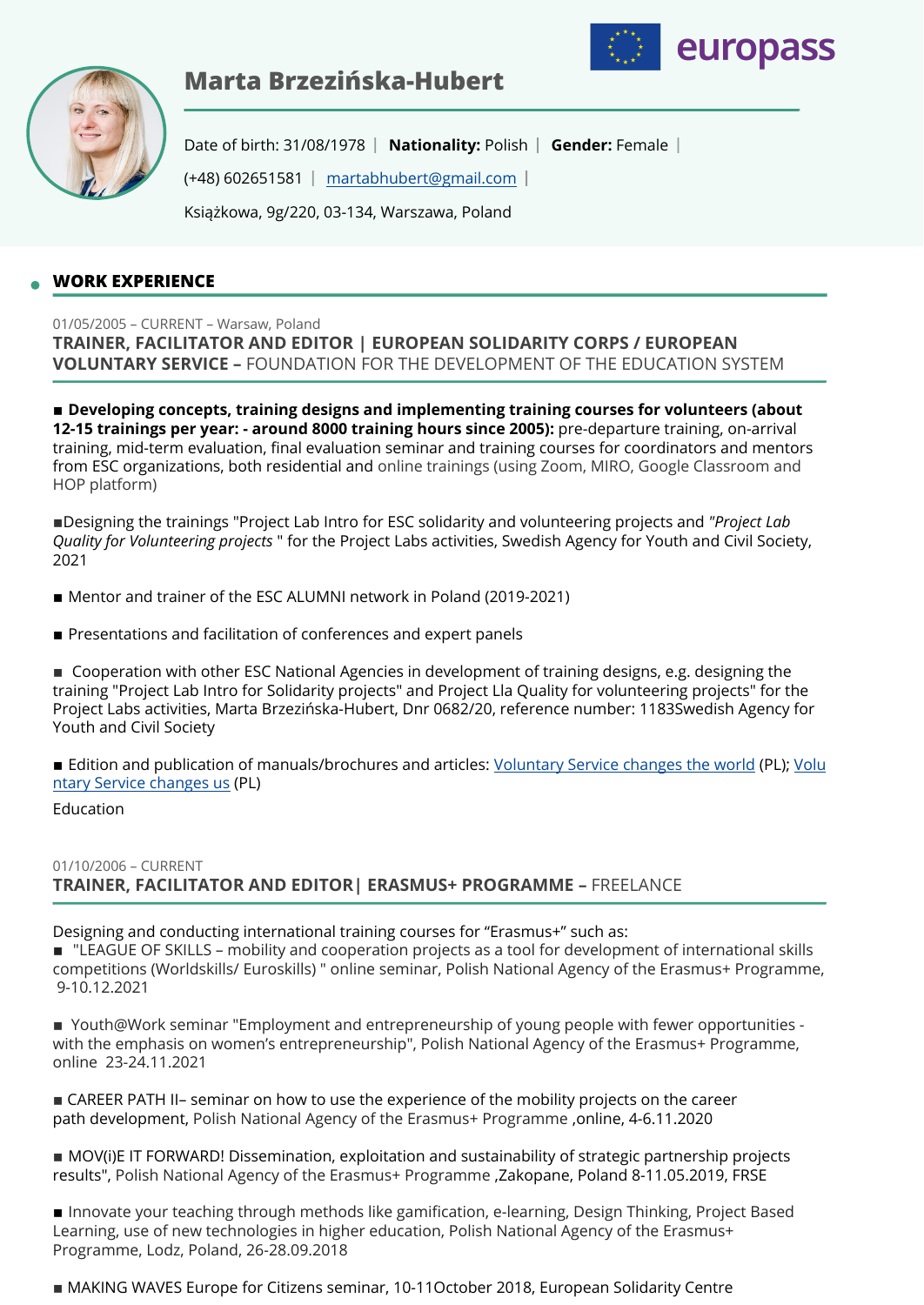# Marta Brzezińska-Hubert

Date of birth: 31/08/1978 | **Nationality:** Polish | **Gender:** Female |

(+48) 602651581 | [martabhubert@gmail.com](mailto:martabhubert@gmail.com) |

Książkowa, 9g/220, 03-134, Warszawa, Poland

## WORK EXPERIENCE

01/05/2005 – CURRENT – Warsaw, Poland

### TRAINER, FACILITATOR AND EDITOR | EUROPEAN SOLIDARITY CORPS / EUROPEAN VOLUNTARY SERVICE – FOUNDATION FOR THE DEVELOPMENT OF THE EDUCATION SYSTEM

■ **Developing concepts, training designs and implementing training courses for volunteers (about 12-15 trainings per year: - around 8000 training hours since 2005):** pre-departure training, on-arrival training, mid-term evaluation, final evaluation seminar and training courses for coordinators and mentors from ESC organizations, both residential and online trainings (using Zoom, MIRO, Google Classroom and HOP platform)

■Designing the trainings "Project Lab Intro for ESC solidarity and volunteering projects and *"Project Lab Quality for Volunteering projects* " for the Project Labs activities, Swedish Agency for Youth and Civil Society, 2021

■ Mentor and trainer of the ESC ALUMNI network in Poland (2019-2021)

■ Presentations and facilitation of conferences and expert panels

■ Cooperation with other ESC National Agencies in development of training designs, e.g. designing the training "Project Lab Intro for Solidarity projects" and Project Lla Quality for volunteering projects" for the Project Labs activities, Marta Brzezińska-Hubert, Dnr 0682/20, reference number: 1183Swedish Agency for Youth and Civil Society

■ Edition and publication of manuals/brochures and articles: Voluntary Service changes the world (PL); Voluntary Service changes us (PL)

Education

01/10/2006 – CURRENT

### TRAINER, FACILITATOR AND EDITOR| ERASMUS+ PROGRAMME – FREELANCE

Designing and conducting international training courses for “Erasmus+” such as:
■ "LEAGUE OF SKILLS – mobility and cooperation projects as a tool for development of international skills competitions (Worldskills/ Euroskills) " online seminar, Polish National Agency of the Erasmus+ Programme, 9-10.12.2021

■ Youth@Work seminar "Employment and entrepreneurship of young people with fewer opportunities - with the emphasis on women's entrepreneurship", Polish National Agency of the Erasmus+ Programme, online 23-24.11.2021

■ CAREER PATH II– seminar on how to use the experience of the mobility projects on the career path development, Polish National Agency of the Erasmus+ Programme ,online, 4-6.11.2020

■ MOV(i)E IT FORWARD! Dissemination, exploitation and sustainability of strategic partnership projects results", Polish National Agency of the Erasmus+ Programme ,Zakopane, Poland 8-11.05.2019, FRSE

■ Innovate your teaching through methods like gamification, e-learning, Design Thinking, Project Based Learning, use of new technologies in higher education, Polish National Agency of the Erasmus+ Programme, Lodz, Poland, 26-28.09.2018

■ MAKING WAVES Europe for Citizens seminar, 10-11October 2018, European Solidarity Centre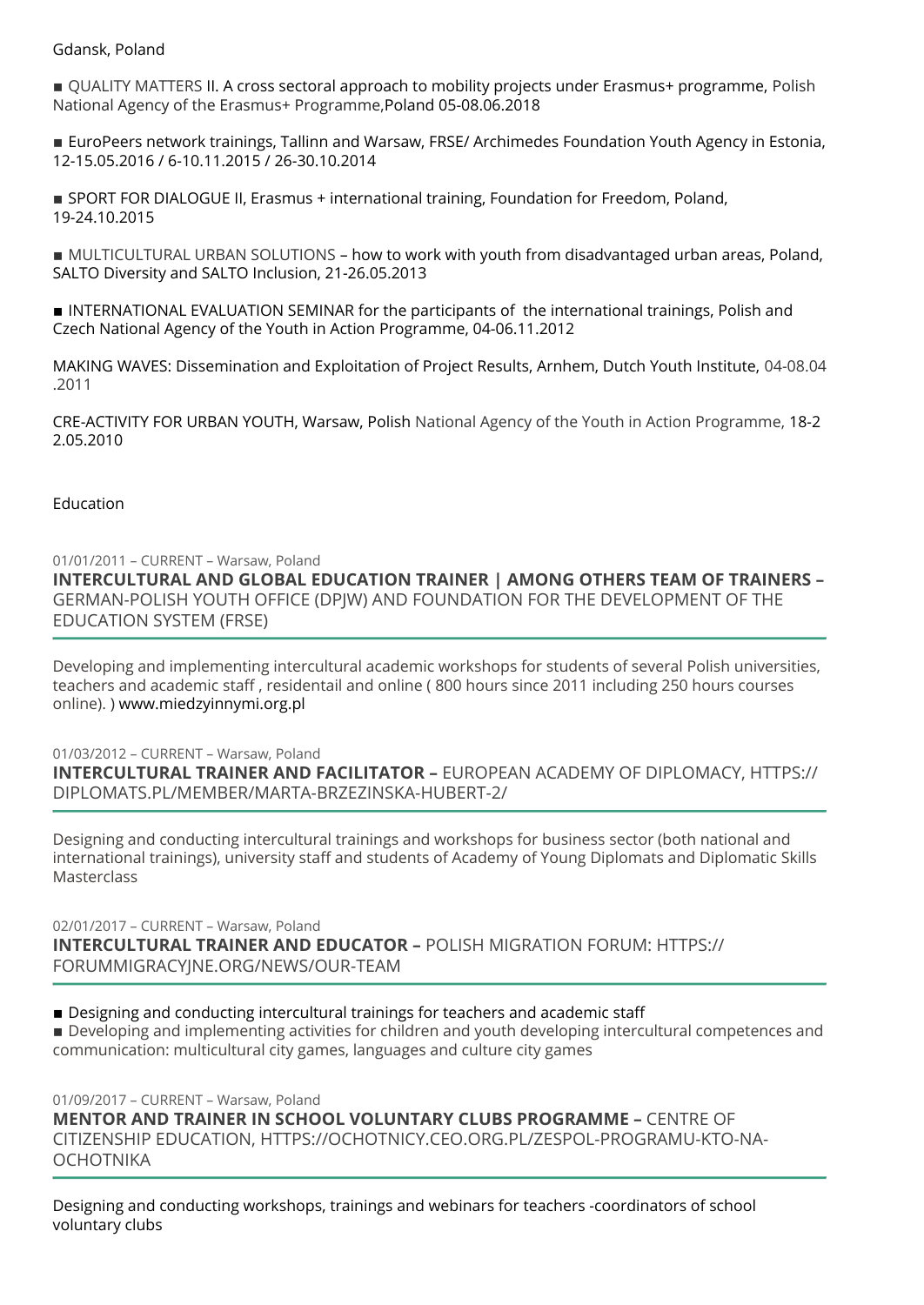Gdansk, Poland

■ QUALITY MATTERS II. A cross sectoral approach to mobility projects under Erasmus+ programme, Polish National Agency of the Erasmus+ Programme,Poland 05-08.06.2018

■ EuroPeers network trainings, Tallinn and Warsaw, FRSE/ Archimedes Foundation Youth Agency in Estonia, 12-15.05.2016 / 6-10.11.2015 / 26-30.10.2014

■ SPORT FOR DIALOGUE II, Erasmus + international training, Foundation for Freedom, Poland, 19-24.10.2015

■ MULTICULTURAL URBAN SOLUTIONS – how to work with youth from disadvantaged urban areas, Poland, SALTO Diversity and SALTO Inclusion, 21-26.05.2013

■ INTERNATIONAL EVALUATION SEMINAR for the participants of the international trainings, Polish and Czech National Agency of the Youth in Action Programme, 04-06.11.2012

MAKING WAVES: Dissemination and Exploitation of Project Results, Arnhem, Dutch Youth Institute, 04-08.04 .2011

CRE-ACTIVITY FOR URBAN YOUTH, Warsaw, Polish National Agency of the Youth in Action Programme, 18-2 2.05.2010

## Education

01/01/2011 – CURRENT – Warsaw, Poland

### **INTERCULTURAL AND GLOBAL EDUCATION TRAINER | AMONG OTHERS TEAM OF TRAINERS –** GERMAN-POLISH YOUTH OFFICE (DPJW) AND FOUNDATION FOR THE DEVELOPMENT OF THE EDUCATION SYSTEM (FRSE)

Developing and implementing intercultural academic workshops for students of several Polish universities, teachers and academic staff , residentail and online ( 800 hours since 2011 including 250 hours courses online). ) www.miedzyinnymi.org.pl

01/03/2012 – CURRENT – Warsaw, Poland

### **INTERCULTURAL TRAINER AND FACILITATOR –** EUROPEAN ACADEMY OF DIPLOMACY, HTTPS://DIPLOMATS.PL/MEMBER/MARTA-BRZEZINSKA-HUBERT-2/

Designing and conducting intercultural trainings and workshops for business sector (both national and international trainings), university staff and students of Academy of Young Diplomats and Diplomatic Skills Masterclass

02/01/2017 – CURRENT – Warsaw, Poland

### **INTERCULTURAL TRAINER AND EDUCATOR –** POLISH MIGRATION FORUM: HTTPS://FORUMMIGRACYJNE.ORG/NEWS/OUR-TEAM

■ Designing and conducting intercultural trainings for teachers and academic staff
■ Developing and implementing activities for children and youth developing intercultural competences and communication: multicultural city games, languages and culture city games

01/09/2017 – CURRENT – Warsaw, Poland

### **MENTOR AND TRAINER IN SCHOOL VOLUNTARY CLUBS PROGRAMME –** CENTRE OF CITIZENSHIP EDUCATION, HTTPS://OCHOTNICY.CEO.ORG.PL/ZESPOL-PROGRAMU-KTO-NA-OCHOTNIKA

Designing and conducting workshops, trainings and webinars for teachers -coordinators of school voluntary clubs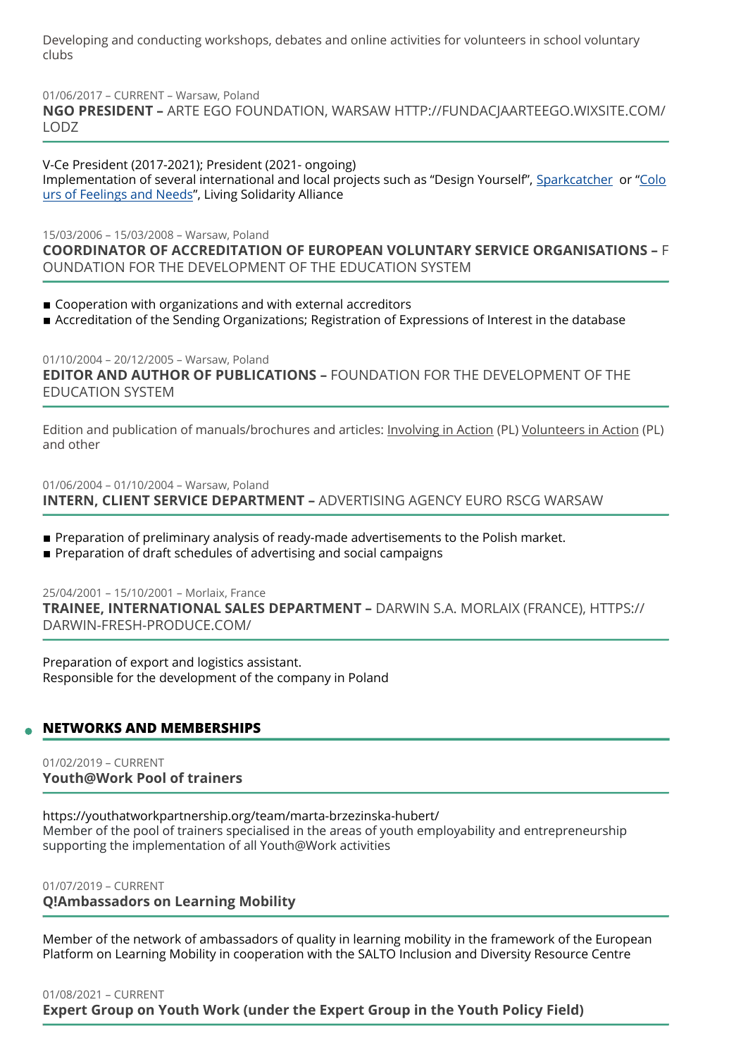Developing and conducting workshops, debates and online activities for volunteers in school voluntary clubs

01/06/2017 – CURRENT – Warsaw, Poland

**NGO PRESIDENT –** ARTE EGO FOUNDATION, WARSAW HTTP://FUNDACJAARTEEGO.WIXSITE.COM/LODZ

V-Ce President (2017-2021); President (2021- ongoing)
Implementation of several international and local projects such as "Design Yourself", Sparkcatcher or "Colours of Feelings and Needs", Living Solidarity Alliance

15/03/2006 – 15/03/2008 – Warsaw, Poland

**COORDINATOR OF ACCREDITATION OF EUROPEAN VOLUNTARY SERVICE ORGANISATIONS –** FOUNDATION FOR THE DEVELOPMENT OF THE EDUCATION SYSTEM

- Cooperation with organizations and with external accreditors
- Accreditation of the Sending Organizations; Registration of Expressions of Interest in the database

01/10/2004 – 20/12/2005 – Warsaw, Poland

**EDITOR AND AUTHOR OF PUBLICATIONS –** FOUNDATION FOR THE DEVELOPMENT OF THE EDUCATION SYSTEM

Edition and publication of manuals/brochures and articles: Involving in Action (PL) Volunteers in Action (PL) and other

01/06/2004 – 01/10/2004 – Warsaw, Poland

**INTERN, CLIENT SERVICE DEPARTMENT –** ADVERTISING AGENCY EURO RSCG WARSAW

- Preparation of preliminary analysis of ready-made advertisements to the Polish market.
- Preparation of draft schedules of advertising and social campaigns

25/04/2001 – 15/10/2001 – Morlaix, France

**TRAINEE, INTERNATIONAL SALES DEPARTMENT –** DARWIN S.A. MORLAIX (FRANCE), HTTPS://DARWIN-FRESH-PRODUCE.COM/

Preparation of export and logistics assistant.
Responsible for the development of the company in Poland

## NETWORKS AND MEMBERSHIPS

01/02/2019 – CURRENT

**Youth@Work Pool of trainers**

https://youthatworkpartnership.org/team/marta-brzezinska-hubert/
Member of the pool of trainers specialised in the areas of youth employability and entrepreneurship supporting the implementation of all Youth@Work activities

01/07/2019 – CURRENT

**Q!Ambassadors on Learning Mobility**

Member of the network of ambassadors of quality in learning mobility in the framework of the European Platform on Learning Mobility in cooperation with the SALTO Inclusion and Diversity Resource Centre

01/08/2021 – CURRENT

**Expert Group on Youth Work (under the Expert Group in the Youth Policy Field)**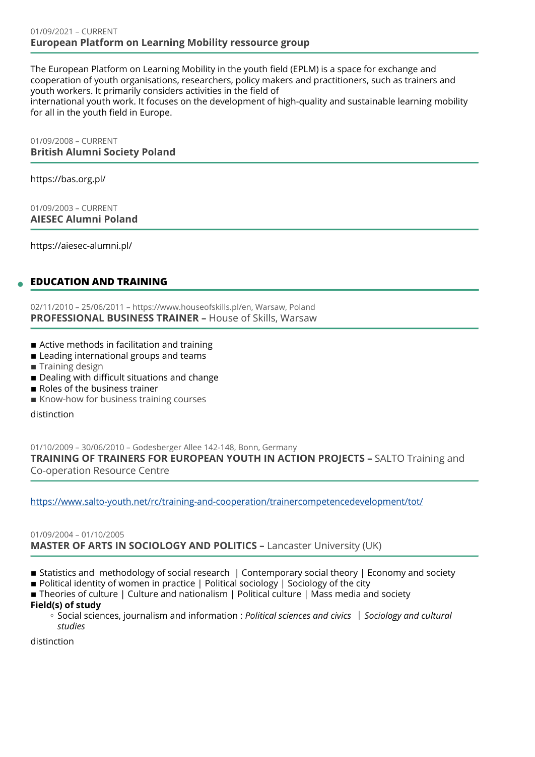01/09/2021 – CURRENT
### European Platform on Learning Mobility ressource group

The European Platform on Learning Mobility in the youth field (EPLM) is a space for exchange and cooperation of youth organisations, researchers, policy makers and practitioners, such as trainers and youth workers. It primarily considers activities in the field of
international youth work. It focuses on the development of high-quality and sustainable learning mobility for all in the youth field in Europe.

01/09/2008 – CURRENT
### British Alumni Society Poland

https://bas.org.pl/

01/09/2003 – CURRENT
### AIESEC Alumni Poland

https://aiesec-alumni.pl/

## EDUCATION AND TRAINING

02/11/2010 – 25/06/2011 – https://www.houseofskills.pl/en, Warsaw, Poland
### PROFESSIONAL BUSINESS TRAINER – House of Skills, Warsaw

- Active methods in facilitation and training
- Leading international groups and teams
- Training design
- Dealing with difficult situations and change
- Roles of the business trainer
- Know-how for business training courses

distinction

01/10/2009 – 30/06/2010 – Godesberger Allee 142-148, Bonn, Germany
### TRAINING OF TRAINERS FOR EUROPEAN YOUTH IN ACTION PROJECTS – SALTO Training and Co-operation Resource Centre

https://www.salto-youth.net/rc/training-and-cooperation/trainercompetencedevelopment/tot/

01/09/2004 – 01/10/2005
### MASTER OF ARTS IN SOCIOLOGY AND POLITICS – Lancaster University (UK)

- Statistics and methodology of social research | Contemporary social theory | Economy and society
- Political identity of women in practice | Political sociology | Sociology of the city
- Theories of culture | Culture and nationalism | Political culture | Mass media and society

**Field(s) of study**

- Social sciences, journalism and information : *Political sciences and civics* | *Sociology and cultural studies*

distinction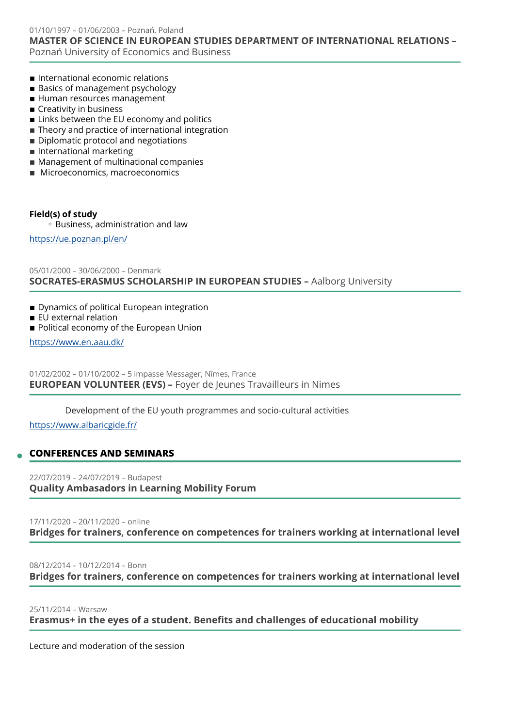01/10/1997 – 01/06/2003 – Poznań, Poland

**MASTER OF SCIENCE IN EUROPEAN STUDIES DEPARTMENT OF INTERNATIONAL RELATIONS –** Poznań University of Economics and Business

- International economic relations
- Basics of management psychology
- Human resources management
- Creativity in business
- Links between the EU economy and politics
- Theory and practice of international integration
- Diplomatic protocol and negotiations
- International marketing
- Management of multinational companies
- Microeconomics, macroeconomics

**Field(s) of study**

- Business, administration and law

https://ue.poznan.pl/en/

05/01/2000 – 30/06/2000 – Denmark

**SOCRATES-ERASMUS SCHOLARSHIP IN EUROPEAN STUDIES –** Aalborg University

- Dynamics of political European integration
- EU external relation
- Political economy of the European Union

https://www.en.aau.dk/

01/02/2002 – 01/10/2002 – 5 impasse Messager, Nîmes, France

**EUROPEAN VOLUNTEER (EVS) –** Foyer de Jeunes Travailleurs in Nimes

Development of the EU youth programmes and socio-cultural activities

https://www.albaricgide.fr/

## CONFERENCES AND SEMINARS

22/07/2019 – 24/07/2019 – Budapest

**Quality Ambasadors in Learning Mobility Forum**

17/11/2020 – 20/11/2020 – online

**Bridges for trainers, conference on competences for trainers working at international level**

08/12/2014 – 10/12/2014 – Bonn

**Bridges for trainers, conference on competences for trainers working at international level**

25/11/2014 – Warsaw

**Erasmus+ in the eyes of a student. Benefits and challenges of educational mobility**

Lecture and moderation of the session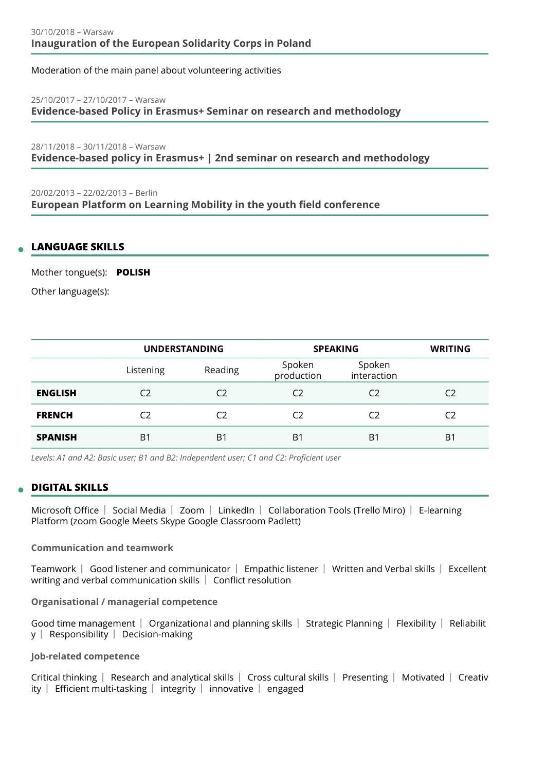30/10/2018 – Warsaw
### Inauguration of the European Solidarity Corps in Poland

Moderation of the main panel about volunteering activities

25/10/2017 – 27/10/2017 – Warsaw
### Evidence-based Policy in Erasmus+ Seminar on research and methodology

28/11/2018 – 30/11/2018 – Warsaw
### Evidence-based policy in Erasmus+ | 2nd seminar on research and methodology

20/02/2013 – 22/02/2013 – Berlin
### European Platform on Learning Mobility in the youth field conference

## LANGUAGE SKILLS

Mother tongue(s): **POLISH**

Other language(s):

| | UNDERSTANDING | | SPEAKING | | WRITING |
|---|---|---|---|---|---|
| | Listening | Reading | Spoken production | Spoken interaction | |
| **ENGLISH** | C2 | C2 | C2 | C2 | C2 |
| **FRENCH** | C2 | C2 | C2 | C2 | C2 |
| **SPANISH** | B1 | B1 | B1 | B1 | B1 |

*Levels: A1 and A2: Basic user; B1 and B2: Independent user; C1 and C2: Proficient user*

## DIGITAL SKILLS

Microsoft Office | Social Media | Zoom | LinkedIn | Collaboration Tools (Trello Miro) | E-learning Platform (zoom Google Meets Skype Google Classroom Padlett)

### Communication and teamwork

Teamwork | Good listener and communicator | Empathic listener | Written and Verbal skills | Excellent writing and verbal communication skills | Conflict resolution

### Organisational / managerial competence

Good time management | Organizational and planning skills | Strategic Planning | Flexibility | Reliability | Responsibility | Decision-making

### Job-related competence

Critical thinking | Research and analytical skills | Cross cultural skills | Presenting | Motivated | Creativity | Efficient multi-tasking | integrity | innovative | engaged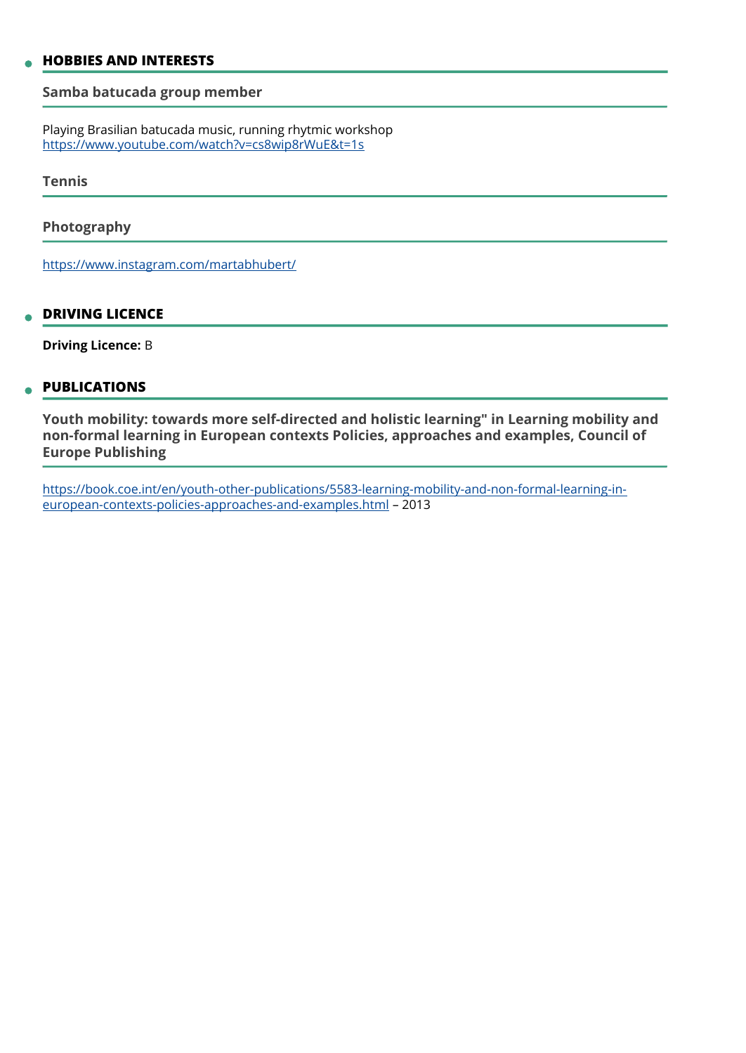## HOBBIES AND INTERESTS

### Samba batucada group member

Playing Brasilian batucada music, running rhytmic workshop
https://www.youtube.com/watch?v=cs8wip8rWuE&t=1s

### Tennis

### Photography

https://www.instagram.com/martabhubert/

## DRIVING LICENCE

**Driving Licence:** B

## PUBLICATIONS

### Youth mobility: towards more self-directed and holistic learning" in Learning mobility and non-formal learning in European contexts Policies, approaches and examples, Council of Europe Publishing

https://book.coe.int/en/youth-other-publications/5583-learning-mobility-and-non-formal-learning-in-european-contexts-policies-approaches-and-examples.html – 2013